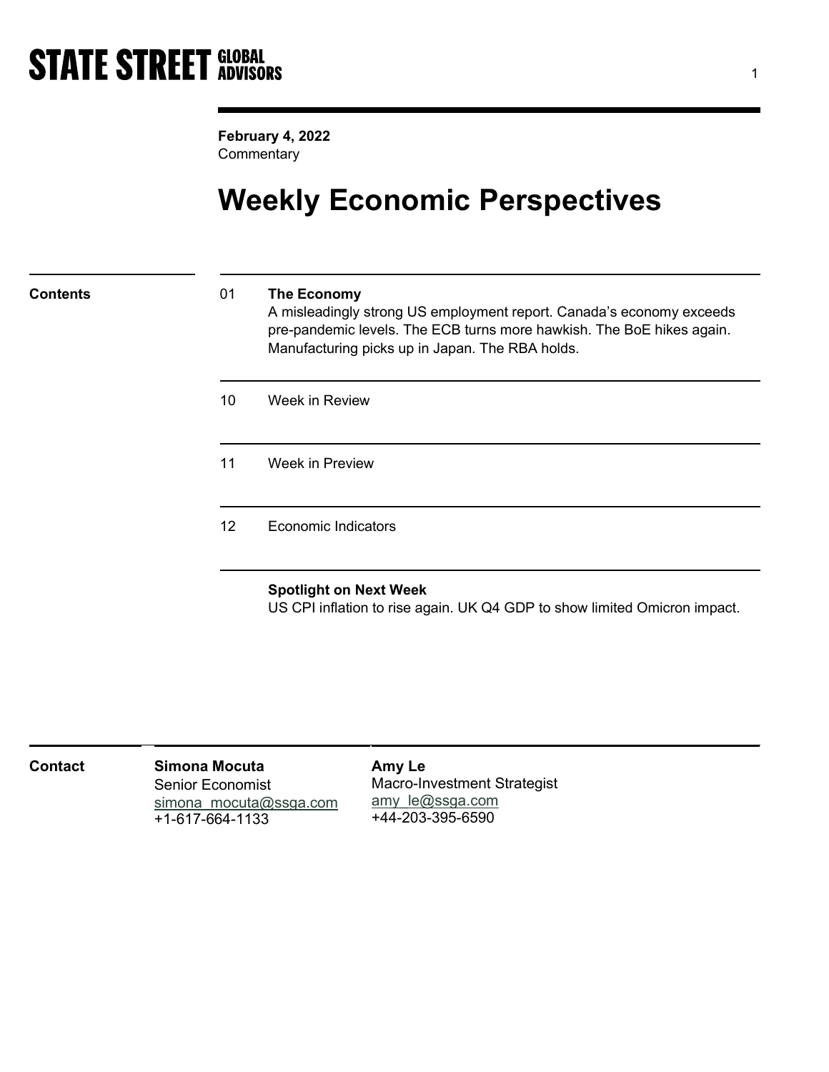**STATE STREET GLOBAL ADVISORS**

**February 4, 2022**
Commentary

# Weekly Economic Perspectives

## Contents

| | |
|---|---|
| 01 | **The Economy** <br> A misleadingly strong US employment report. Canada's economy exceeds pre-pandemic levels. The ECB turns more hawkish. The BoE hikes again. Manufacturing picks up in Japan. The RBA holds. |
| 10 | Week in Review |
| 11 | Week in Preview |
| 12 | Economic Indicators |

**Spotlight on Next Week**
US CPI inflation to rise again. UK Q4 GDP to show limited Omicron impact.

## Contact

**Simona Mocuta**
Senior Economist
simona_mocuta@ssga.com
+1-617-664-1133

**Amy Le**
Macro-Investment Strategist
amy_le@ssga.com
+44-203-395-6590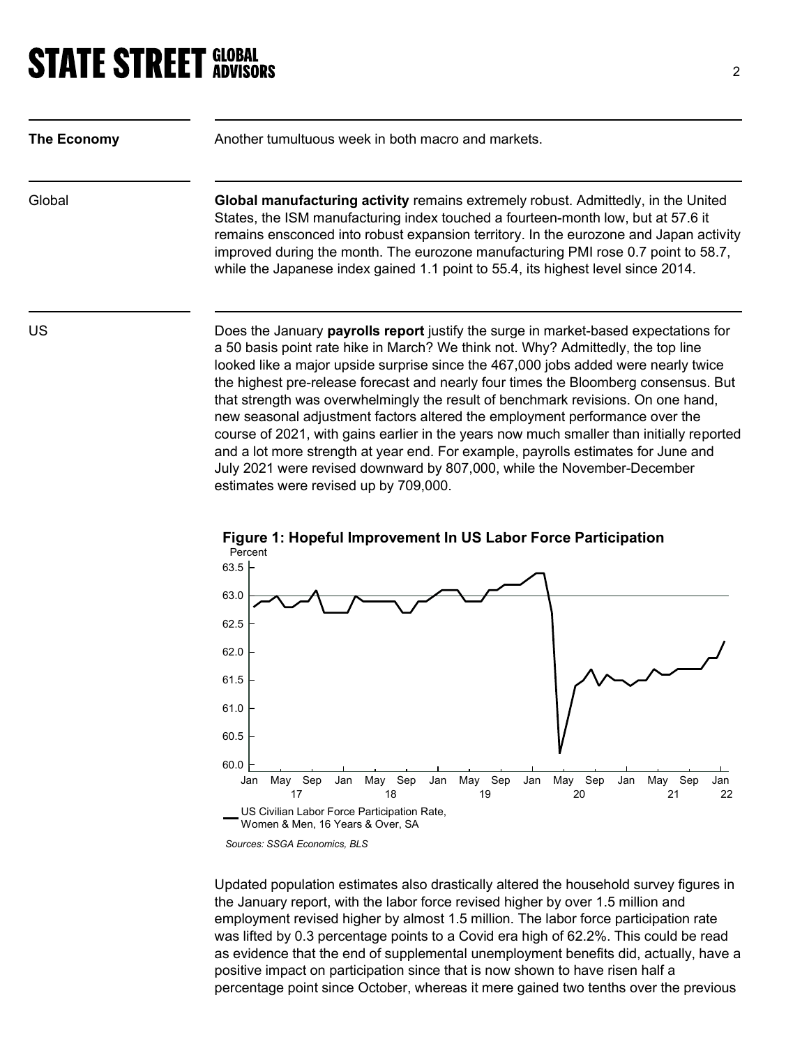**The Economy**

Another tumultuous week in both macro and markets.

Global

**Global manufacturing activity** remains extremely robust. Admittedly, in the United States, the ISM manufacturing index touched a fourteen-month low, but at 57.6 it remains ensconced into robust expansion territory. In the eurozone and Japan activity improved during the month. The eurozone manufacturing PMI rose 0.7 point to 58.7, while the Japanese index gained 1.1 point to 55.4, its highest level since 2014.

US

Does the January **payrolls report** justify the surge in market-based expectations for a 50 basis point rate hike in March? We think not. Why? Admittedly, the top line looked like a major upside surprise since the 467,000 jobs added were nearly twice the highest pre-release forecast and nearly four times the Bloomberg consensus. But that strength was overwhelmingly the result of benchmark revisions. On one hand, new seasonal adjustment factors altered the employment performance over the course of 2021, with gains earlier in the years now much smaller than initially reported and a lot more strength at year end. For example, payrolls estimates for June and July 2021 were revised downward by 807,000, while the November-December estimates were revised up by 709,000.

**Figure 1: Hopeful Improvement In US Labor Force Participation**

Sources: SSGA Economics, BLS

Updated population estimates also drastically altered the household survey figures in the January report, with the labor force revised higher by over 1.5 million and employment revised higher by almost 1.5 million. The labor force participation rate was lifted by 0.3 percentage points to a Covid era high of 62.2%. This could be read as evidence that the end of supplemental unemployment benefits did, actually, have a positive impact on participation since that is now shown to have risen half a percentage point since October, whereas it mere gained two tenths over the previous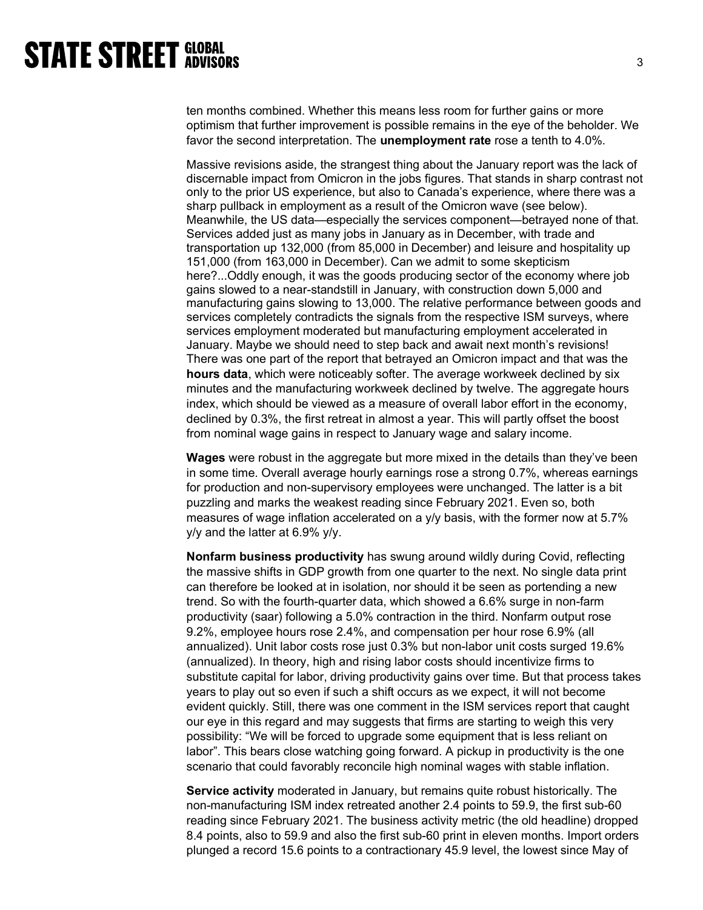ten months combined. Whether this means less room for further gains or more optimism that further improvement is possible remains in the eye of the beholder. We favor the second interpretation. The **unemployment rate** rose a tenth to 4.0%.

Massive revisions aside, the strangest thing about the January report was the lack of discernable impact from Omicron in the jobs figures. That stands in sharp contrast not only to the prior US experience, but also to Canada's experience, where there was a sharp pullback in employment as a result of the Omicron wave (see below). Meanwhile, the US data—especially the services component—betrayed none of that. Services added just as many jobs in January as in December, with trade and transportation up 132,000 (from 85,000 in December) and leisure and hospitality up 151,000 (from 163,000 in December). Can we admit to some skepticism here?...Oddly enough, it was the goods producing sector of the economy where job gains slowed to a near-standstill in January, with construction down 5,000 and manufacturing gains slowing to 13,000. The relative performance between goods and services completely contradicts the signals from the respective ISM surveys, where services employment moderated but manufacturing employment accelerated in January. Maybe we should need to step back and await next month's revisions! There was one part of the report that betrayed an Omicron impact and that was the **hours data**, which were noticeably softer. The average workweek declined by six minutes and the manufacturing workweek declined by twelve. The aggregate hours index, which should be viewed as a measure of overall labor effort in the economy, declined by 0.3%, the first retreat in almost a year. This will partly offset the boost from nominal wage gains in respect to January wage and salary income.

**Wages** were robust in the aggregate but more mixed in the details than they've been in some time. Overall average hourly earnings rose a strong 0.7%, whereas earnings for production and non-supervisory employees were unchanged. The latter is a bit puzzling and marks the weakest reading since February 2021. Even so, both measures of wage inflation accelerated on a y/y basis, with the former now at 5.7% y/y and the latter at 6.9% y/y.

**Nonfarm business productivity** has swung around wildly during Covid, reflecting the massive shifts in GDP growth from one quarter to the next. No single data print can therefore be looked at in isolation, nor should it be seen as portending a new trend. So with the fourth-quarter data, which showed a 6.6% surge in non-farm productivity (saar) following a 5.0% contraction in the third. Nonfarm output rose 9.2%, employee hours rose 2.4%, and compensation per hour rose 6.9% (all annualized). Unit labor costs rose just 0.3% but non-labor unit costs surged 19.6% (annualized). In theory, high and rising labor costs should incentivize firms to substitute capital for labor, driving productivity gains over time. But that process takes years to play out so even if such a shift occurs as we expect, it will not become evident quickly. Still, there was one comment in the ISM services report that caught our eye in this regard and may suggests that firms are starting to weigh this very possibility: "We will be forced to upgrade some equipment that is less reliant on labor". This bears close watching going forward. A pickup in productivity is the one scenario that could favorably reconcile high nominal wages with stable inflation.

**Service activity** moderated in January, but remains quite robust historically. The non-manufacturing ISM index retreated another 2.4 points to 59.9, the first sub-60 reading since February 2021. The business activity metric (the old headline) dropped 8.4 points, also to 59.9 and also the first sub-60 print in eleven months. Import orders plunged a record 15.6 points to a contractionary 45.9 level, the lowest since May of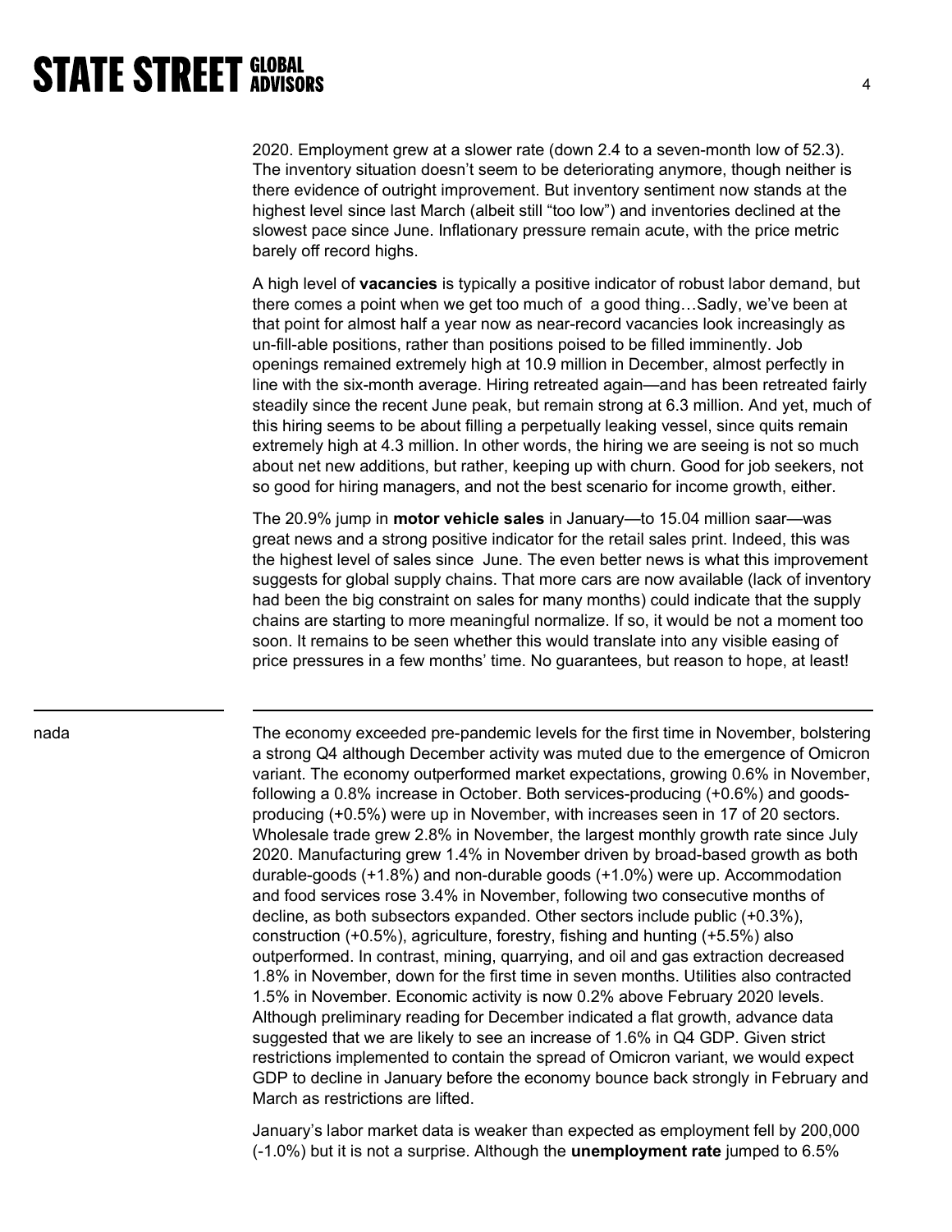2020. Employment grew at a slower rate (down 2.4 to a seven-month low of 52.3). The inventory situation doesn't seem to be deteriorating anymore, though neither is there evidence of outright improvement. But inventory sentiment now stands at the highest level since last March (albeit still "too low") and inventories declined at the slowest pace since June. Inflationary pressure remain acute, with the price metric barely off record highs.

A high level of **vacancies** is typically a positive indicator of robust labor demand, but there comes a point when we get too much of a good thing…Sadly, we've been at that point for almost half a year now as near-record vacancies look increasingly as un-fill-able positions, rather than positions poised to be filled imminently. Job openings remained extremely high at 10.9 million in December, almost perfectly in line with the six-month average. Hiring retreated again—and has been retreated fairly steadily since the recent June peak, but remain strong at 6.3 million. And yet, much of this hiring seems to be about filling a perpetually leaking vessel, since quits remain extremely high at 4.3 million. In other words, the hiring we are seeing is not so much about net new additions, but rather, keeping up with churn. Good for job seekers, not so good for hiring managers, and not the best scenario for income growth, either.

The 20.9% jump in **motor vehicle sales** in January—to 15.04 million saar—was great news and a strong positive indicator for the retail sales print. Indeed, this was the highest level of sales since June. The even better news is what this improvement suggests for global supply chains. That more cars are now available (lack of inventory had been the big constraint on sales for many months) could indicate that the supply chains are starting to more meaningful normalize. If so, it would be not a moment too soon. It remains to be seen whether this would translate into any visible easing of price pressures in a few months' time. No guarantees, but reason to hope, at least!

---

nada

The economy exceeded pre-pandemic levels for the first time in November, bolstering a strong Q4 although December activity was muted due to the emergence of Omicron variant. The economy outperformed market expectations, growing 0.6% in November, following a 0.8% increase in October. Both services-producing (+0.6%) and goods-producing (+0.5%) were up in November, with increases seen in 17 of 20 sectors. Wholesale trade grew 2.8% in November, the largest monthly growth rate since July 2020. Manufacturing grew 1.4% in November driven by broad-based growth as both durable-goods (+1.8%) and non-durable goods (+1.0%) were up. Accommodation and food services rose 3.4% in November, following two consecutive months of decline, as both subsectors expanded. Other sectors include public (+0.3%), construction (+0.5%), agriculture, forestry, fishing and hunting (+5.5%) also outperformed. In contrast, mining, quarrying, and oil and gas extraction decreased 1.8% in November, down for the first time in seven months. Utilities also contracted 1.5% in November. Economic activity is now 0.2% above February 2020 levels. Although preliminary reading for December indicated a flat growth, advance data suggested that we are likely to see an increase of 1.6% in Q4 GDP. Given strict restrictions implemented to contain the spread of Omicron variant, we would expect GDP to decline in January before the economy bounce back strongly in February and March as restrictions are lifted.

January's labor market data is weaker than expected as employment fell by 200,000 (-1.0%) but it is not a surprise. Although the **unemployment rate** jumped to 6.5%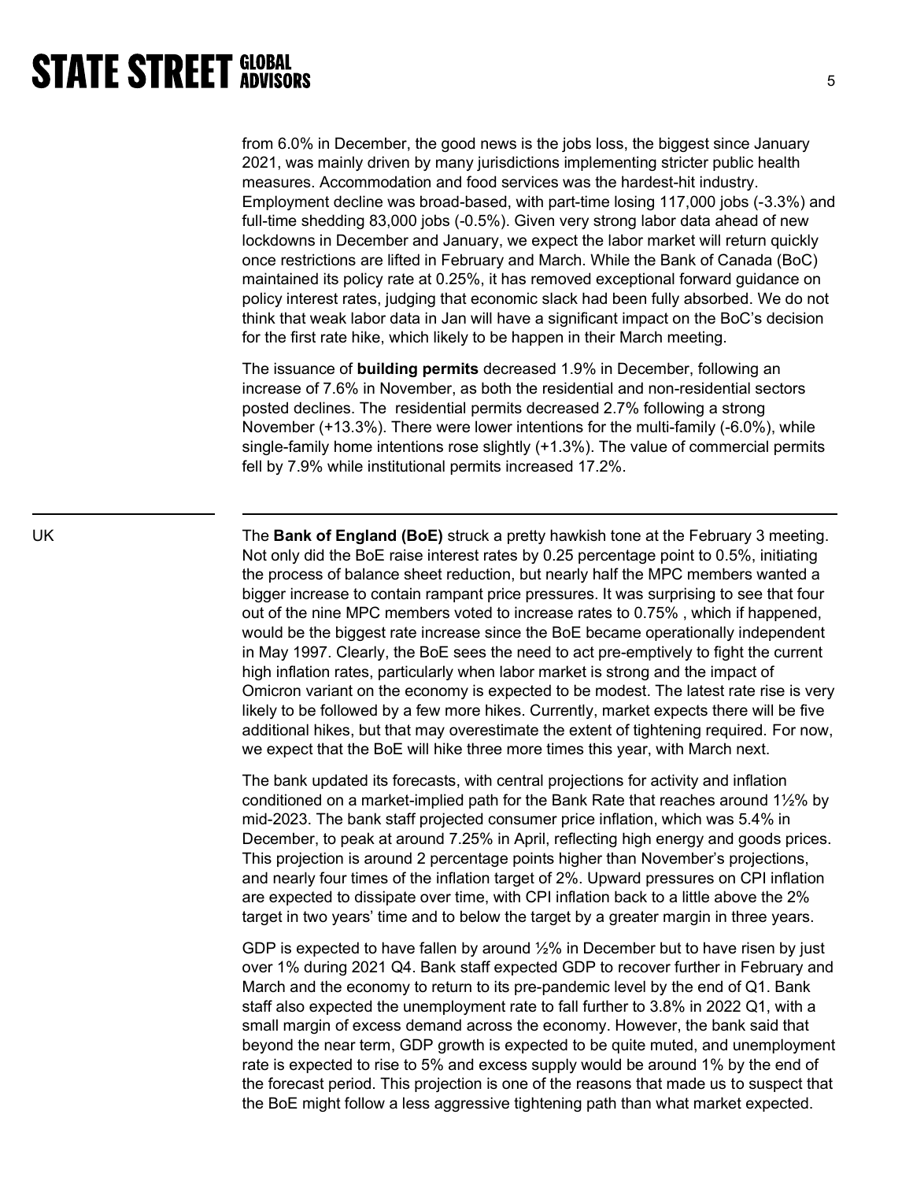from 6.0% in December, the good news is the jobs loss, the biggest since January 2021, was mainly driven by many jurisdictions implementing stricter public health measures. Accommodation and food services was the hardest-hit industry. Employment decline was broad-based, with part-time losing 117,000 jobs (-3.3%) and full-time shedding 83,000 jobs (-0.5%). Given very strong labor data ahead of new lockdowns in December and January, we expect the labor market will return quickly once restrictions are lifted in February and March. While the Bank of Canada (BoC) maintained its policy rate at 0.25%, it has removed exceptional forward guidance on policy interest rates, judging that economic slack had been fully absorbed. We do not think that weak labor data in Jan will have a significant impact on the BoC's decision for the first rate hike, which likely to be happen in their March meeting.

The issuance of **building permits** decreased 1.9% in December, following an increase of 7.6% in November, as both the residential and non-residential sectors posted declines. The residential permits decreased 2.7% following a strong November (+13.3%). There were lower intentions for the multi-family (-6.0%), while single-family home intentions rose slightly (+1.3%). The value of commercial permits fell by 7.9% while institutional permits increased 17.2%.

---

UK

The **Bank of England (BoE)** struck a pretty hawkish tone at the February 3 meeting. Not only did the BoE raise interest rates by 0.25 percentage point to 0.5%, initiating the process of balance sheet reduction, but nearly half the MPC members wanted a bigger increase to contain rampant price pressures. It was surprising to see that four out of the nine MPC members voted to increase rates to 0.75% , which if happened, would be the biggest rate increase since the BoE became operationally independent in May 1997. Clearly, the BoE sees the need to act pre-emptively to fight the current high inflation rates, particularly when labor market is strong and the impact of Omicron variant on the economy is expected to be modest. The latest rate rise is very likely to be followed by a few more hikes. Currently, market expects there will be five additional hikes, but that may overestimate the extent of tightening required. For now, we expect that the BoE will hike three more times this year, with March next.

The bank updated its forecasts, with central projections for activity and inflation conditioned on a market-implied path for the Bank Rate that reaches around 1½% by mid-2023. The bank staff projected consumer price inflation, which was 5.4% in December, to peak at around 7.25% in April, reflecting high energy and goods prices. This projection is around 2 percentage points higher than November's projections, and nearly four times of the inflation target of 2%. Upward pressures on CPI inflation are expected to dissipate over time, with CPI inflation back to a little above the 2% target in two years' time and to below the target by a greater margin in three years.

GDP is expected to have fallen by around ½% in December but to have risen by just over 1% during 2021 Q4. Bank staff expected GDP to recover further in February and March and the economy to return to its pre-pandemic level by the end of Q1. Bank staff also expected the unemployment rate to fall further to 3.8% in 2022 Q1, with a small margin of excess demand across the economy. However, the bank said that beyond the near term, GDP growth is expected to be quite muted, and unemployment rate is expected to rise to 5% and excess supply would be around 1% by the end of the forecast period. This projection is one of the reasons that made us to suspect that the BoE might follow a less aggressive tightening path than what market expected.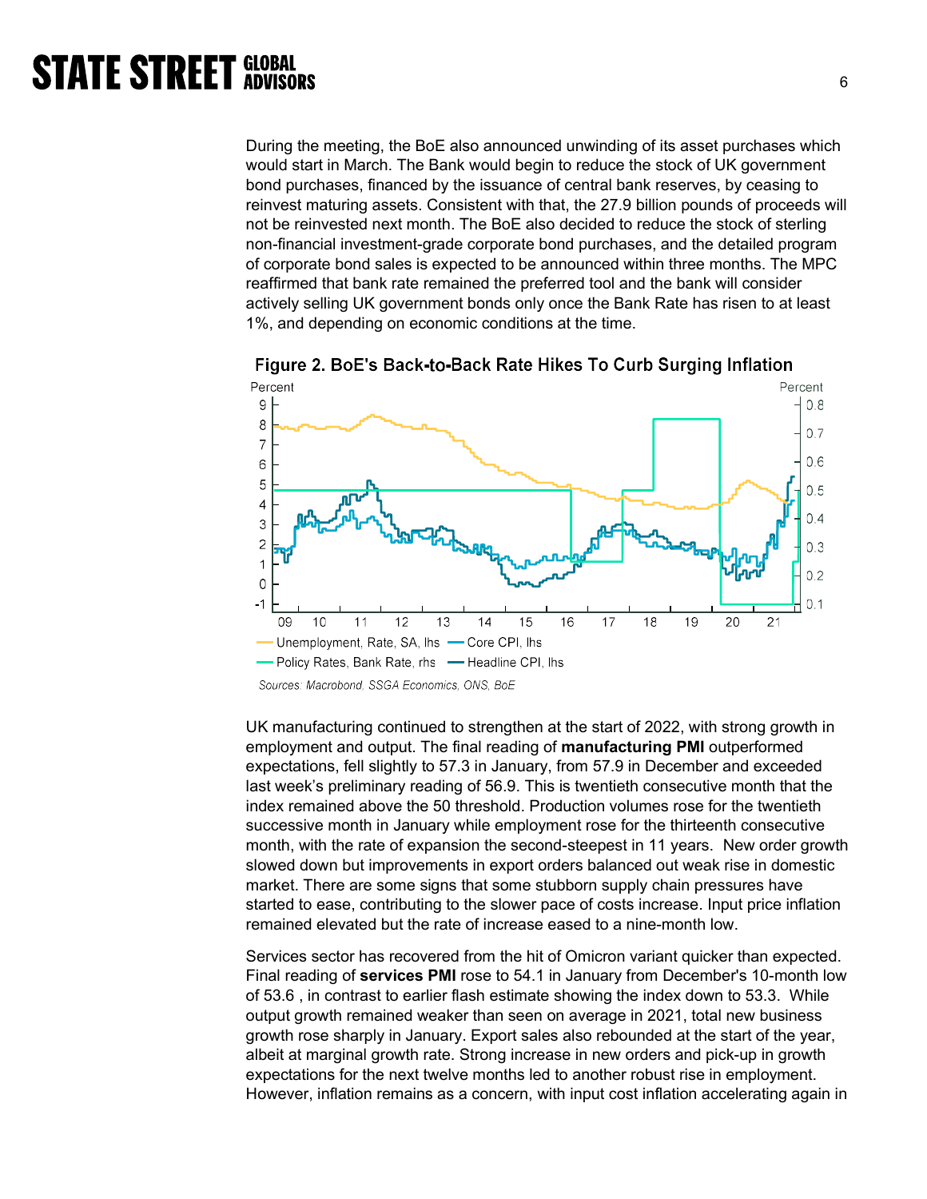During the meeting, the BoE also announced unwinding of its asset purchases which would start in March. The Bank would begin to reduce the stock of UK government bond purchases, financed by the issuance of central bank reserves, by ceasing to reinvest maturing assets. Consistent with that, the 27.9 billion pounds of proceeds will not be reinvested next month. The BoE also decided to reduce the stock of sterling non-financial investment-grade corporate bond purchases, and the detailed program of corporate bond sales is expected to be announced within three months. The MPC reaffirmed that bank rate remained the preferred tool and the bank will consider actively selling UK government bonds only once the Bank Rate has risen to at least 1%, and depending on economic conditions at the time.

Figure 2. BoE's Back-to-Back Rate Hikes To Curb Surging Inflation

Sources: Macrobond, SSGA Economics, ONS, BoE

UK manufacturing continued to strengthen at the start of 2022, with strong growth in employment and output. The final reading of **manufacturing PMI** outperformed expectations, fell slightly to 57.3 in January, from 57.9 in December and exceeded last week's preliminary reading of 56.9. This is twentieth consecutive month that the index remained above the 50 threshold. Production volumes rose for the twentieth successive month in January while employment rose for the thirteenth consecutive month, with the rate of expansion the second-steepest in 11 years. New order growth slowed down but improvements in export orders balanced out weak rise in domestic market. There are some signs that some stubborn supply chain pressures have started to ease, contributing to the slower pace of costs increase. Input price inflation remained elevated but the rate of increase eased to a nine-month low.

Services sector has recovered from the hit of Omicron variant quicker than expected. Final reading of **services PMI** rose to 54.1 in January from December's 10-month low of 53.6 , in contrast to earlier flash estimate showing the index down to 53.3. While output growth remained weaker than seen on average in 2021, total new business growth rose sharply in January. Export sales also rebounded at the start of the year, albeit at marginal growth rate. Strong increase in new orders and pick-up in growth expectations for the next twelve months led to another robust rise in employment. However, inflation remains as a concern, with input cost inflation accelerating again in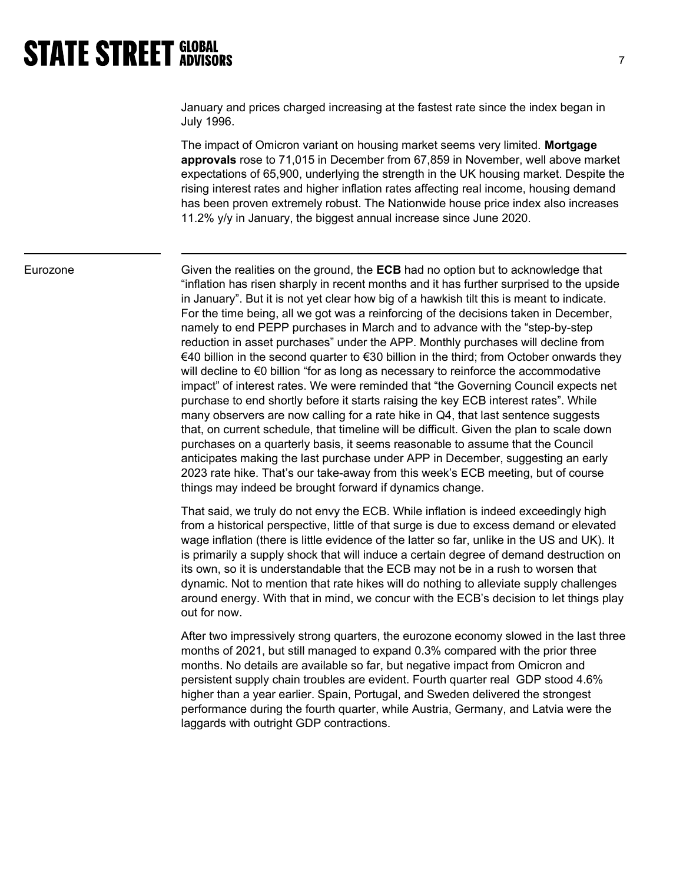January and prices charged increasing at the fastest rate since the index began in July 1996.

The impact of Omicron variant on housing market seems very limited. **Mortgage approvals** rose to 71,015 in December from 67,859 in November, well above market expectations of 65,900, underlying the strength in the UK housing market. Despite the rising interest rates and higher inflation rates affecting real income, housing demand has been proven extremely robust. The Nationwide house price index also increases 11.2% y/y in January, the biggest annual increase since June 2020.

## Eurozone

Given the realities on the ground, the **ECB** had no option but to acknowledge that "inflation has risen sharply in recent months and it has further surprised to the upside in January". But it is not yet clear how big of a hawkish tilt this is meant to indicate. For the time being, all we got was a reinforcing of the decisions taken in December, namely to end PEPP purchases in March and to advance with the "step-by-step reduction in asset purchases" under the APP. Monthly purchases will decline from €40 billion in the second quarter to €30 billion in the third; from October onwards they will decline to €0 billion "for as long as necessary to reinforce the accommodative impact" of interest rates. We were reminded that "the Governing Council expects net purchase to end shortly before it starts raising the key ECB interest rates". While many observers are now calling for a rate hike in Q4, that last sentence suggests that, on current schedule, that timeline will be difficult. Given the plan to scale down purchases on a quarterly basis, it seems reasonable to assume that the Council anticipates making the last purchase under APP in December, suggesting an early 2023 rate hike. That's our take-away from this week's ECB meeting, but of course things may indeed be brought forward if dynamics change.

That said, we truly do not envy the ECB. While inflation is indeed exceedingly high from a historical perspective, little of that surge is due to excess demand or elevated wage inflation (there is little evidence of the latter so far, unlike in the US and UK). It is primarily a supply shock that will induce a certain degree of demand destruction on its own, so it is understandable that the ECB may not be in a rush to worsen that dynamic. Not to mention that rate hikes will do nothing to alleviate supply challenges around energy. With that in mind, we concur with the ECB's decision to let things play out for now.

After two impressively strong quarters, the eurozone economy slowed in the last three months of 2021, but still managed to expand 0.3% compared with the prior three months. No details are available so far, but negative impact from Omicron and persistent supply chain troubles are evident. Fourth quarter real GDP stood 4.6% higher than a year earlier. Spain, Portugal, and Sweden delivered the strongest performance during the fourth quarter, while Austria, Germany, and Latvia were the laggards with outright GDP contractions.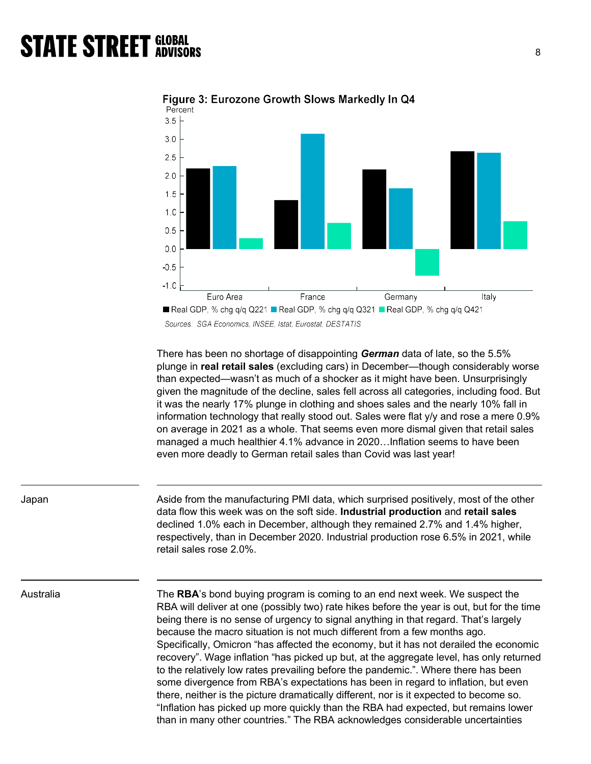**Figure 3: Eurozone Growth Slows Markedly In Q4**

Sources: SGA Economics, INSEE, Istat, Eurostat, DESTATIS

There has been no shortage of disappointing ***German*** data of late, so the 5.5% plunge in **real retail sales** (excluding cars) in December—though considerably worse than expected—wasn't as much of a shocker as it might have been. Unsurprisingly given the magnitude of the decline, sales fell across all categories, including food. But it was the nearly 17% plunge in clothing and shoes sales and the nearly 10% fall in information technology that really stood out. Sales were flat y/y and rose a mere 0.9% on average in 2021 as a whole. That seems even more dismal given that retail sales managed a much healthier 4.1% advance in 2020…Inflation seems to have been even more deadly to German retail sales than Covid was last year!

## Japan

Aside from the manufacturing PMI data, which surprised positively, most of the other data flow this week was on the soft side. **Industrial production** and **retail sales** declined 1.0% each in December, although they remained 2.7% and 1.4% higher, respectively, than in December 2020. Industrial production rose 6.5% in 2021, while retail sales rose 2.0%.

## Australia

The **RBA**'s bond buying program is coming to an end next week. We suspect the RBA will deliver at one (possibly two) rate hikes before the year is out, but for the time being there is no sense of urgency to signal anything in that regard. That's largely because the macro situation is not much different from a few months ago. Specifically, Omicron "has affected the economy, but it has not derailed the economic recovery". Wage inflation "has picked up but, at the aggregate level, has only returned to the relatively low rates prevailing before the pandemic.". Where there has been some divergence from RBA's expectations has been in regard to inflation, but even there, neither is the picture dramatically different, nor is it expected to become so. "Inflation has picked up more quickly than the RBA had expected, but remains lower than in many other countries." The RBA acknowledges considerable uncertainties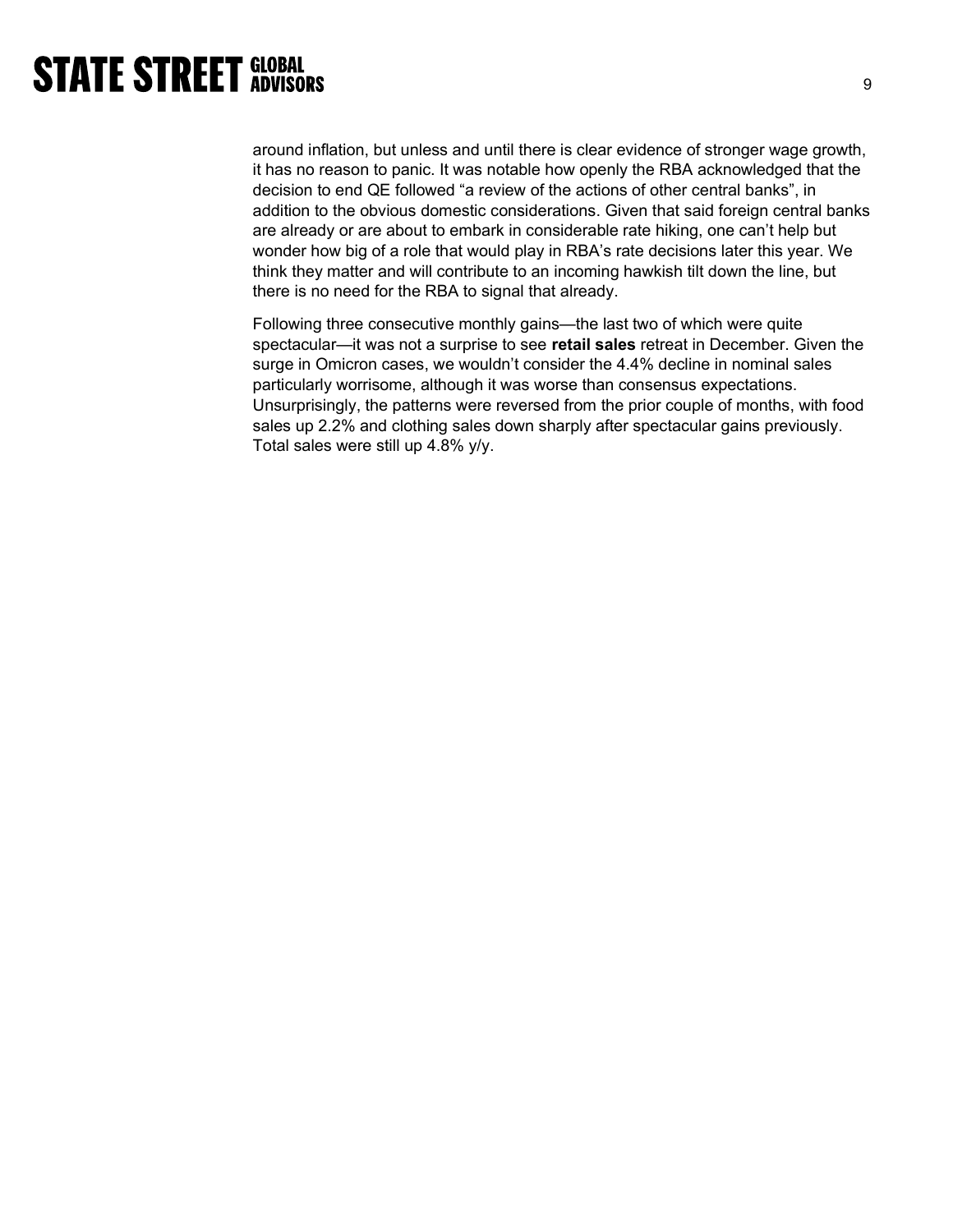around inflation, but unless and until there is clear evidence of stronger wage growth, it has no reason to panic. It was notable how openly the RBA acknowledged that the decision to end QE followed "a review of the actions of other central banks", in addition to the obvious domestic considerations. Given that said foreign central banks are already or are about to embark in considerable rate hiking, one can't help but wonder how big of a role that would play in RBA's rate decisions later this year. We think they matter and will contribute to an incoming hawkish tilt down the line, but there is no need for the RBA to signal that already.

Following three consecutive monthly gains—the last two of which were quite spectacular—it was not a surprise to see **retail sales** retreat in December. Given the surge in Omicron cases, we wouldn't consider the 4.4% decline in nominal sales particularly worrisome, although it was worse than consensus expectations. Unsurprisingly, the patterns were reversed from the prior couple of months, with food sales up 2.2% and clothing sales down sharply after spectacular gains previously. Total sales were still up 4.8% y/y.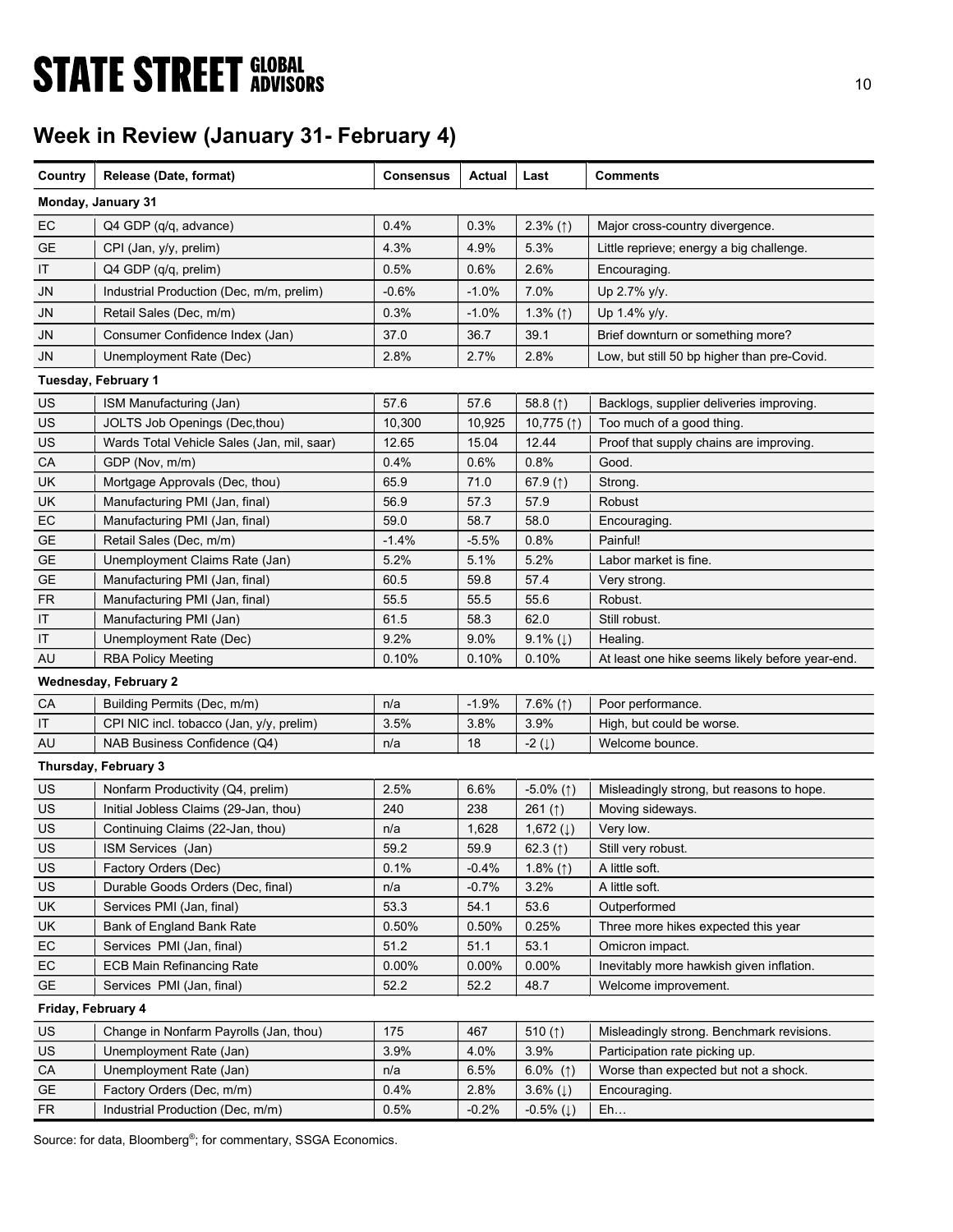## Week in Review (January 31- February 4)

| Country | Release (Date, format) | Consensus | Actual | Last | Comments |
|---|---|---|---|---|---|
| **Monday, January 31** | | | | | |
| EC | Q4 GDP (q/q, advance) | 0.4% | 0.3% | 2.3% (↑) | Major cross-country divergence. |
| GE | CPI (Jan, y/y, prelim) | 4.3% | 4.9% | 5.3% | Little reprieve; energy a big challenge. |
| IT | Q4 GDP (q/q, prelim) | 0.5% | 0.6% | 2.6% | Encouraging. |
| JN | Industrial Production (Dec, m/m, prelim) | -0.6% | -1.0% | 7.0% | Up 2.7% y/y. |
| JN | Retail Sales (Dec, m/m) | 0.3% | -1.0% | 1.3% (↑) | Up 1.4% y/y. |
| JN | Consumer Confidence Index (Jan) | 37.0 | 36.7 | 39.1 | Brief downturn or something more? |
| JN | Unemployment Rate (Dec) | 2.8% | 2.7% | 2.8% | Low, but still 50 bp higher than pre-Covid. |
| **Tuesday, February 1** | | | | | |
| US | ISM Manufacturing (Jan) | 57.6 | 57.6 | 58.8 (↑) | Backlogs, supplier deliveries improving. |
| US | JOLTS Job Openings (Dec,thou) | 10,300 | 10,925 | 10,775 (↑) | Too much of a good thing. |
| US | Wards Total Vehicle Sales (Jan, mil, saar) | 12.65 | 15.04 | 12.44 | Proof that supply chains are improving. |
| CA | GDP (Nov, m/m) | 0.4% | 0.6% | 0.8% | Good. |
| UK | Mortgage Approvals (Dec, thou) | 65.9 | 71.0 | 67.9 (↑) | Strong. |
| UK | Manufacturing PMI (Jan, final) | 56.9 | 57.3 | 57.9 | Robust |
| EC | Manufacturing PMI (Jan, final) | 59.0 | 58.7 | 58.0 | Encouraging. |
| GE | Retail Sales (Dec, m/m) | -1.4% | -5.5% | 0.8% | Painful! |
| GE | Unemployment Claims Rate (Jan) | 5.2% | 5.1% | 5.2% | Labor market is fine. |
| GE | Manufacturing PMI (Jan, final) | 60.5 | 59.8 | 57.4 | Very strong. |
| FR | Manufacturing PMI (Jan, final) | 55.5 | 55.5 | 55.6 | Robust. |
| IT | Manufacturing PMI (Jan) | 61.5 | 58.3 | 62.0 | Still robust. |
| IT | Unemployment Rate (Dec) | 9.2% | 9.0% | 9.1% (↓) | Healing. |
| AU | RBA Policy Meeting | 0.10% | 0.10% | 0.10% | At least one hike seems likely before year-end. |
| **Wednesday, February 2** | | | | | |
| CA | Building Permits (Dec, m/m) | n/a | -1.9% | 7.6% (↑) | Poor performance. |
| IT | CPI NIC incl. tobacco (Jan, y/y, prelim) | 3.5% | 3.8% | 3.9% | High, but could be worse. |
| AU | NAB Business Confidence (Q4) | n/a | 18 | -2 (↓) | Welcome bounce. |
| **Thursday, February 3** | | | | | |
| US | Nonfarm Productivity (Q4, prelim) | 2.5% | 6.6% | -5.0% (↑) | Misleadingly strong, but reasons to hope. |
| US | Initial Jobless Claims (29-Jan, thou) | 240 | 238 | 261 (↑) | Moving sideways. |
| US | Continuing Claims (22-Jan, thou) | n/a | 1,628 | 1,672 (↓) | Very low. |
| US | ISM Services (Jan) | 59.2 | 59.9 | 62.3 (↑) | Still very robust. |
| US | Factory Orders (Dec) | 0.1% | -0.4% | 1.8% (↑) | A little soft. |
| US | Durable Goods Orders (Dec, final) | n/a | -0.7% | 3.2% | A little soft. |
| UK | Services PMI (Jan, final) | 53.3 | 54.1 | 53.6 | Outperformed |
| UK | Bank of England Bank Rate | 0.50% | 0.50% | 0.25% | Three more hikes expected this year |
| EC | Services PMI (Jan, final) | 51.2 | 51.1 | 53.1 | Omicron impact. |
| EC | ECB Main Refinancing Rate | 0.00% | 0.00% | 0.00% | Inevitably more hawkish given inflation. |
| GE | Services PMI (Jan, final) | 52.2 | 52.2 | 48.7 | Welcome improvement. |
| **Friday, February 4** | | | | | |
| US | Change in Nonfarm Payrolls (Jan, thou) | 175 | 467 | 510 (↑) | Misleadingly strong. Benchmark revisions. |
| US | Unemployment Rate (Jan) | 3.9% | 4.0% | 3.9% | Participation rate picking up. |
| CA | Unemployment Rate (Jan) | n/a | 6.5% | 6.0% (↑) | Worse than expected but not a shock. |
| GE | Factory Orders (Dec, m/m) | 0.4% | 2.8% | 3.6% (↓) | Encouraging. |
| FR | Industrial Production (Dec, m/m) | 0.5% | -0.2% | -0.5% (↓) | Eh… |

Source: for data, Bloomberg®; for commentary, SSGA Economics.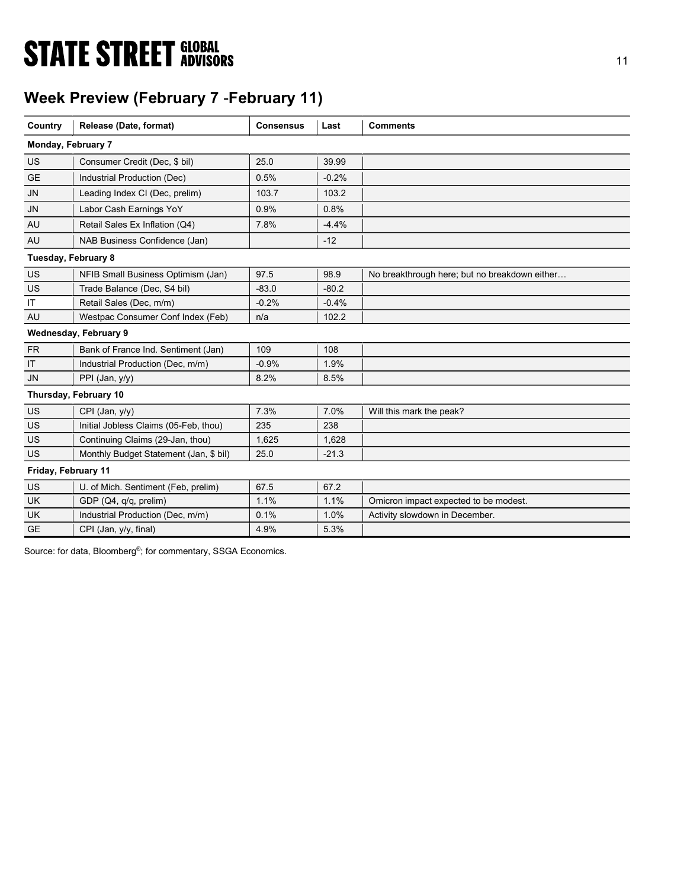## Week Preview (February 7 -February 11)

| Country | Release (Date, format) | Consensus | Last | Comments |
|---|---|---|---|---|
| **Monday, February 7** | | | | |
| US | Consumer Credit (Dec, $ bil) | 25.0 | 39.99 | |
| GE | Industrial Production (Dec) | 0.5% | -0.2% | |
| JN | Leading Index CI (Dec, prelim) | 103.7 | 103.2 | |
| JN | Labor Cash Earnings YoY | 0.9% | 0.8% | |
| AU | Retail Sales Ex Inflation (Q4) | 7.8% | -4.4% | |
| AU | NAB Business Confidence (Jan) | | -12 | |
| **Tuesday, February 8** | | | | |
| US | NFIB Small Business Optimism (Jan) | 97.5 | 98.9 | No breakthrough here; but no breakdown either… |
| US | Trade Balance (Dec, S4 bil) | -83.0 | -80.2 | |
| IT | Retail Sales (Dec, m/m) | -0.2% | -0.4% | |
| AU | Westpac Consumer Conf Index (Feb) | n/a | 102.2 | |
| **Wednesday, February 9** | | | | |
| FR | Bank of France Ind. Sentiment (Jan) | 109 | 108 | |
| IT | Industrial Production (Dec, m/m) | -0.9% | 1.9% | |
| JN | PPI (Jan, y/y) | 8.2% | 8.5% | |
| **Thursday, February 10** | | | | |
| US | CPI (Jan, y/y) | 7.3% | 7.0% | Will this mark the peak? |
| US | Initial Jobless Claims (05-Feb, thou) | 235 | 238 | |
| US | Continuing Claims (29-Jan, thou) | 1,625 | 1,628 | |
| US | Monthly Budget Statement (Jan, $ bil) | 25.0 | -21.3 | |
| **Friday, February 11** | | | | |
| US | U. of Mich. Sentiment (Feb, prelim) | 67.5 | 67.2 | |
| UK | GDP (Q4, q/q, prelim) | 1.1% | 1.1% | Omicron impact expected to be modest. |
| UK | Industrial Production (Dec, m/m) | 0.1% | 1.0% | Activity slowdown in December. |
| GE | CPI (Jan, y/y, final) | 4.9% | 5.3% | |

Source: for data, Bloomberg®; for commentary, SSGA Economics.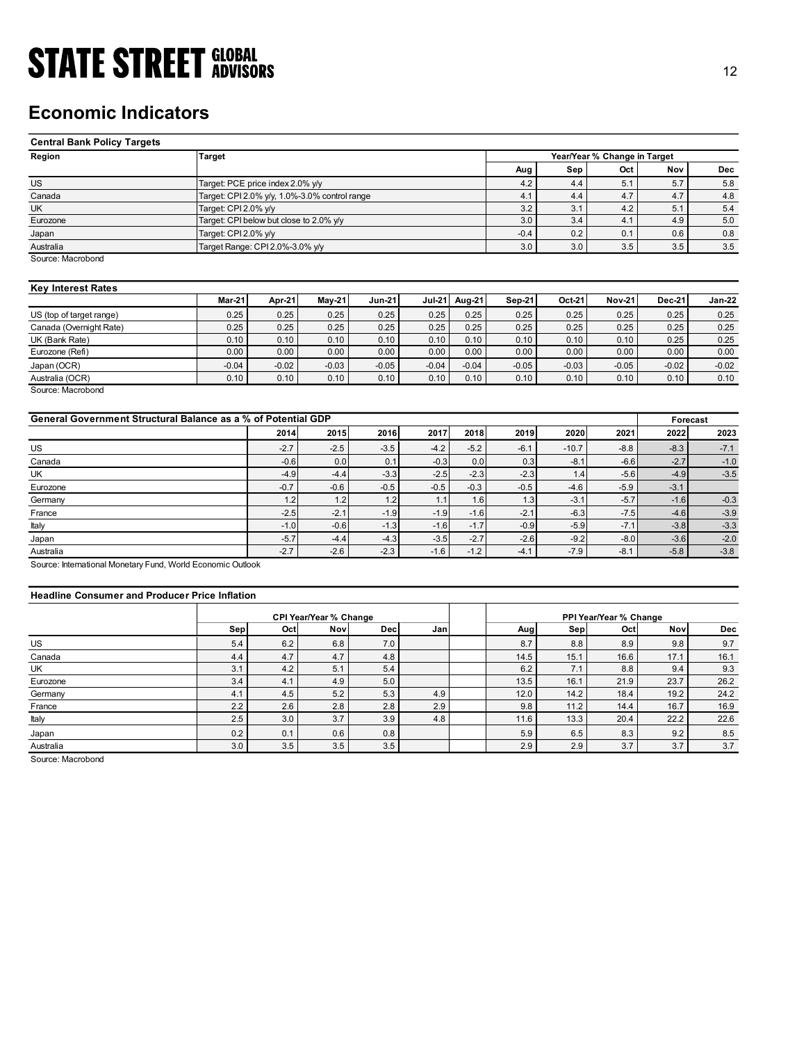# Economic Indicators

**Central Bank Policy Targets**

| Region | Target | Year/Year % Change in Target | | | | |
|---|---|---|---|---|---|---|
| | | Aug | Sep | Oct | Nov | Dec |
| US | Target: PCE price index 2.0% y/y | 4.2 | 4.4 | 5.1 | 5.7 | 5.8 |
| Canada | Target: CPI 2.0% y/y, 1.0%-3.0% control range | 4.1 | 4.4 | 4.7 | 4.7 | 4.8 |
| UK | Target: CPI 2.0% y/y | 3.2 | 3.1 | 4.2 | 5.1 | 5.4 |
| Eurozone | Target: CPI below but close to 2.0% y/y | 3.0 | 3.4 | 4.1 | 4.9 | 5.0 |
| Japan | Target: CPI 2.0% y/y | -0.4 | 0.2 | 0.1 | 0.6 | 0.8 |
| Australia | Target Range: CPI 2.0%-3.0% y/y | 3.0 | 3.0 | 3.5 | 3.5 | 3.5 |

Source: Macrobond

**Key Interest Rates**

| | Mar-21 | Apr-21 | May-21 | Jun-21 | Jul-21 | Aug-21 | Sep-21 | Oct-21 | Nov-21 | Dec-21 | Jan-22 |
|---|---|---|---|---|---|---|---|---|---|---|---|
| US (top of target range) | 0.25 | 0.25 | 0.25 | 0.25 | 0.25 | 0.25 | 0.25 | 0.25 | 0.25 | 0.25 | 0.25 |
| Canada (Overnight Rate) | 0.25 | 0.25 | 0.25 | 0.25 | 0.25 | 0.25 | 0.25 | 0.25 | 0.25 | 0.25 | 0.25 |
| UK (Bank Rate) | 0.10 | 0.10 | 0.10 | 0.10 | 0.10 | 0.10 | 0.10 | 0.10 | 0.10 | 0.25 | 0.25 |
| Eurozone (Refi) | 0.00 | 0.00 | 0.00 | 0.00 | 0.00 | 0.00 | 0.00 | 0.00 | 0.00 | 0.00 | 0.00 |
| Japan (OCR) | -0.04 | -0.02 | -0.03 | -0.05 | -0.04 | -0.04 | -0.05 | -0.03 | -0.05 | -0.02 | -0.02 |
| Australia (OCR) | 0.10 | 0.10 | 0.10 | 0.10 | 0.10 | 0.10 | 0.10 | 0.10 | 0.10 | 0.10 | 0.10 |

Source: Macrobond

**General Government Structural Balance as a % of Potential GDP**

| | 2014 | 2015 | 2016 | 2017 | 2018 | 2019 | 2020 | 2021 | Forecast 2022 | Forecast 2023 |
|---|---|---|---|---|---|---|---|---|---|---|
| US | -2.7 | -2.5 | -3.5 | -4.2 | -5.2 | -6.1 | -10.7 | -8.8 | -8.3 | -7.1 |
| Canada | -0.6 | 0.0 | 0.1 | -0.3 | 0.0 | 0.3 | -8.1 | -6.6 | -2.7 | -1.0 |
| UK | -4.9 | -4.4 | -3.3 | -2.5 | -2.3 | -2.3 | 1.4 | -5.6 | -4.9 | -3.5 |
| Eurozone | -0.7 | -0.6 | -0.5 | -0.5 | -0.3 | -0.5 | -4.6 | -5.9 | -3.1 | |
| Germany | 1.2 | 1.2 | 1.2 | 1.1 | 1.6 | 1.3 | -3.1 | -5.7 | -1.6 | -0.3 |
| France | -2.5 | -2.1 | -1.9 | -1.9 | -1.6 | -2.1 | -6.3 | -7.5 | -4.6 | -3.9 |
| Italy | -1.0 | -0.6 | -1.3 | -1.6 | -1.7 | -0.9 | -5.9 | -7.1 | -3.8 | -3.3 |
| Japan | -5.7 | -4.4 | -4.3 | -3.5 | -2.7 | -2.6 | -9.2 | -8.0 | -3.6 | -2.0 |
| Australia | -2.7 | -2.6 | -2.3 | -1.6 | -1.2 | -4.1 | -7.9 | -8.1 | -5.8 | -3.8 |

Source: International Monetary Fund, World Economic Outlook

**Headline Consumer and Producer Price Inflation**

| | CPI Year/Year % Change | | | | | | PPI Year/Year % Change | | | | |
|---|---|---|---|---|---|---|---|---|---|---|---|
| | Sep | Oct | Nov | Dec | Jan | | Aug | Sep | Oct | Nov | Dec |
| US | 5.4 | 6.2 | 6.8 | 7.0 | | | 8.7 | 8.8 | 8.9 | 9.8 | 9.7 |
| Canada | 4.4 | 4.7 | 4.7 | 4.8 | | | 14.5 | 15.1 | 16.6 | 17.1 | 16.1 |
| UK | 3.1 | 4.2 | 5.1 | 5.4 | | | 6.2 | 7.1 | 8.8 | 9.4 | 9.3 |
| Eurozone | 3.4 | 4.1 | 4.9 | 5.0 | | | 13.5 | 16.1 | 21.9 | 23.7 | 26.2 |
| Germany | 4.1 | 4.5 | 5.2 | 5.3 | 4.9 | | 12.0 | 14.2 | 18.4 | 19.2 | 24.2 |
| France | 2.2 | 2.6 | 2.8 | 2.8 | 2.9 | | 9.8 | 11.2 | 14.4 | 16.7 | 16.9 |
| Italy | 2.5 | 3.0 | 3.7 | 3.9 | 4.8 | | 11.6 | 13.3 | 20.4 | 22.2 | 22.6 |
| Japan | 0.2 | 0.1 | 0.6 | 0.8 | | | 5.9 | 6.5 | 8.3 | 9.2 | 8.5 |
| Australia | 3.0 | 3.5 | 3.5 | 3.5 | | | 2.9 | 2.9 | 3.7 | 3.7 | 3.7 |

Source: Macrobond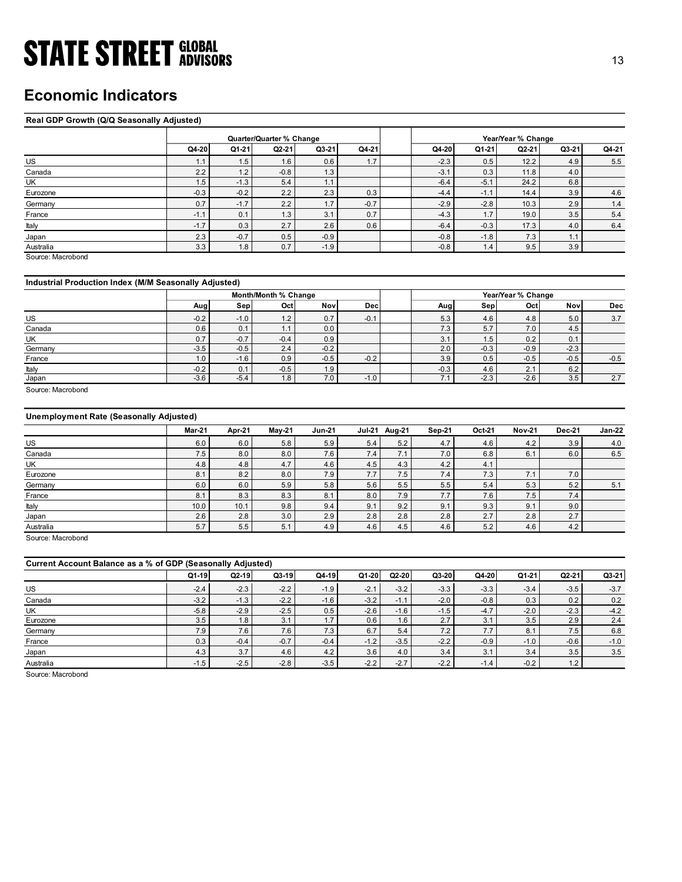# Economic Indicators

**Real GDP Growth (Q/Q Seasonally Adjusted)**

| | Quarter/Quarter % Change | | | | | | Year/Year % Change | | | | |
|---|---|---|---|---|---|---|---|---|---|---|---|
| | Q4-20 | Q1-21 | Q2-21 | Q3-21 | Q4-21 | | Q4-20 | Q1-21 | Q2-21 | Q3-21 | Q4-21 |
| US | 1.1 | 1.5 | 1.6 | 0.6 | 1.7 | | -2.3 | 0.5 | 12.2 | 4.9 | 5.5 |
| Canada | 2.2 | 1.2 | -0.8 | 1.3 | | | -3.1 | 0.3 | 11.8 | 4.0 | |
| UK | 1.5 | -1.3 | 5.4 | 1.1 | | | -6.4 | -5.1 | 24.2 | 6.8 | |
| Eurozone | -0.3 | -0.2 | 2.2 | 2.3 | 0.3 | | -4.4 | -1.1 | 14.4 | 3.9 | 4.6 |
| Germany | 0.7 | -1.7 | 2.2 | 1.7 | -0.7 | | -2.9 | -2.8 | 10.3 | 2.9 | 1.4 |
| France | -1.1 | 0.1 | 1.3 | 3.1 | 0.7 | | -4.3 | 1.7 | 19.0 | 3.5 | 5.4 |
| Italy | -1.7 | 0.3 | 2.7 | 2.6 | 0.6 | | -6.4 | -0.3 | 17.3 | 4.0 | 6.4 |
| Japan | 2.3 | -0.7 | 0.5 | -0.9 | | | -0.8 | -1.8 | 7.3 | 1.1 | |
| Australia | 3.3 | 1.8 | 0.7 | -1.9 | | | -0.8 | 1.4 | 9.5 | 3.9 | |

Source: Macrobond

**Industrial Production Index (M/M Seasonally Adjusted)**

| | Month/Month % Change | | | | | | Year/Year % Change | | | | |
|---|---|---|---|---|---|---|---|---|---|---|---|
| | Aug | Sep | Oct | Nov | Dec | | Aug | Sep | Oct | Nov | Dec |
| US | -0.2 | -1.0 | 1.2 | 0.7 | -0.1 | | 5.3 | 4.6 | 4.8 | 5.0 | 3.7 |
| Canada | 0.6 | 0.1 | 1.1 | 0.0 | | | 7.3 | 5.7 | 7.0 | 4.5 | |
| UK | 0.7 | -0.7 | -0.4 | 0.9 | | | 3.1 | 1.5 | 0.2 | 0.1 | |
| Germany | -3.5 | -0.5 | 2.4 | -0.2 | | | 2.0 | -0.3 | -0.9 | -2.3 | |
| France | 1.0 | -1.6 | 0.9 | -0.5 | -0.2 | | 3.9 | 0.5 | -0.5 | -0.5 | -0.5 |
| Italy | -0.2 | 0.1 | -0.5 | 1.9 | | | -0.3 | 4.6 | 2.1 | 6.2 | |
| Japan | -3.6 | -5.4 | 1.8 | 7.0 | -1.0 | | 7.1 | -2.3 | -2.6 | 3.5 | 2.7 |

Source: Macrobond

**Unemployment Rate (Seasonally Adjusted)**

| | Mar-21 | Apr-21 | May-21 | Jun-21 | Jul-21 | Aug-21 | Sep-21 | Oct-21 | Nov-21 | Dec-21 | Jan-22 |
|---|---|---|---|---|---|---|---|---|---|---|---|
| US | 6.0 | 6.0 | 5.8 | 5.9 | 5.4 | 5.2 | 4.7 | 4.6 | 4.2 | 3.9 | 4.0 |
| Canada | 7.5 | 8.0 | 8.0 | 7.6 | 7.4 | 7.1 | 7.0 | 6.8 | 6.1 | 6.0 | 6.5 |
| UK | 4.8 | 4.8 | 4.7 | 4.6 | 4.5 | 4.3 | 4.2 | 4.1 | | | |
| Eurozone | 8.1 | 8.2 | 8.0 | 7.9 | 7.7 | 7.5 | 7.4 | 7.3 | 7.1 | 7.0 | |
| Germany | 6.0 | 6.0 | 5.9 | 5.8 | 5.6 | 5.5 | 5.5 | 5.4 | 5.3 | 5.2 | 5.1 |
| France | 8.1 | 8.3 | 8.3 | 8.1 | 8.0 | 7.9 | 7.7 | 7.6 | 7.5 | 7.4 | |
| Italy | 10.0 | 10.1 | 9.8 | 9.4 | 9.1 | 9.2 | 9.1 | 9.3 | 9.1 | 9.0 | |
| Japan | 2.6 | 2.8 | 3.0 | 2.9 | 2.8 | 2.8 | 2.8 | 2.7 | 2.8 | 2.7 | |
| Australia | 5.7 | 5.5 | 5.1 | 4.9 | 4.6 | 4.5 | 4.6 | 5.2 | 4.6 | 4.2 | |

Source: Macrobond

**Current Account Balance as a % of GDP (Seasonally Adjusted)**

| | Q1-19 | Q2-19 | Q3-19 | Q4-19 | Q1-20 | Q2-20 | Q3-20 | Q4-20 | Q1-21 | Q2-21 | Q3-21 |
|---|---|---|---|---|---|---|---|---|---|---|---|
| US | -2.4 | -2.3 | -2.2 | -1.9 | -2.1 | -3.2 | -3.3 | -3.3 | -3.4 | -3.5 | -3.7 |
| Canada | -3.2 | -1.3 | -2.2 | -1.6 | -3.2 | -1.1 | -2.0 | -0.8 | 0.3 | 0.2 | 0.2 |
| UK | -5.8 | -2.9 | -2.5 | 0.5 | -2.6 | -1.6 | -1.5 | -4.7 | -2.0 | -2.3 | -4.2 |
| Eurozone | 3.5 | 1.8 | 3.1 | 1.7 | 0.6 | 1.6 | 2.7 | 3.1 | 3.5 | 2.9 | 2.4 |
| Germany | 7.9 | 7.6 | 7.6 | 7.3 | 6.7 | 5.4 | 7.2 | 7.7 | 8.1 | 7.5 | 6.8 |
| France | 0.3 | -0.4 | -0.7 | -0.4 | -1.2 | -3.5 | -2.2 | -0.9 | -1.0 | -0.6 | -1.0 |
| Japan | 4.3 | 3.7 | 4.6 | 4.2 | 3.6 | 4.0 | 3.4 | 3.1 | 3.4 | 3.5 | 3.5 |
| Australia | -1.5 | -2.5 | -2.8 | -3.5 | -2.2 | -2.7 | -2.2 | -1.4 | -0.2 | 1.2 | |

Source: Macrobond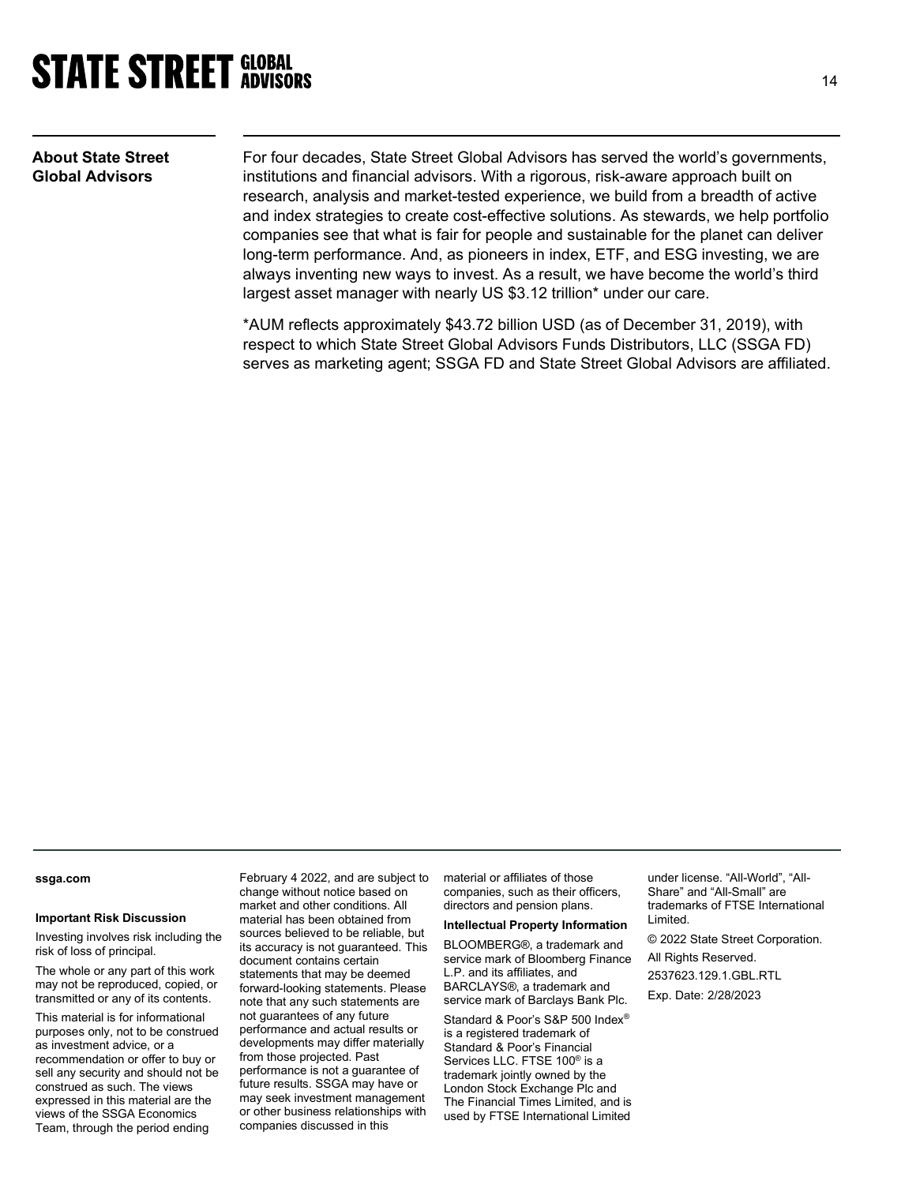## About State Street Global Advisors

For four decades, State Street Global Advisors has served the world's governments, institutions and financial advisors. With a rigorous, risk-aware approach built on research, analysis and market-tested experience, we build from a breadth of active and index strategies to create cost-effective solutions. As stewards, we help portfolio companies see that what is fair for people and sustainable for the planet can deliver long-term performance. And, as pioneers in index, ETF, and ESG investing, we are always inventing new ways to invest. As a result, we have become the world's third largest asset manager with nearly US $3.12 trillion* under our care.

*AUM reflects approximately $43.72 billion USD (as of December 31, 2019), with respect to which State Street Global Advisors Funds Distributors, LLC (SSGA FD) serves as marketing agent; SSGA FD and State Street Global Advisors are affiliated.

**ssga.com**

**Important Risk Discussion**

Investing involves risk including the risk of loss of principal.

The whole or any part of this work may not be reproduced, copied, or transmitted or any of its contents.

This material is for informational purposes only, not to be construed as investment advice, or a recommendation or offer to buy or sell any security and should not be construed as such. The views expressed in this material are the views of the SSGA Economics Team, through the period ending February 4 2022, and are subject to change without notice based on market and other conditions. All material has been obtained from sources believed to be reliable, but its accuracy is not guaranteed. This document contains certain statements that may be deemed forward-looking statements. Please note that any such statements are not guarantees of any future performance and actual results or developments may differ materially from those projected. Past performance is not a guarantee of future results. SSGA may have or may seek investment management or other business relationships with companies discussed in this material or affiliates of those companies, such as their officers, directors and pension plans.

**Intellectual Property Information**

BLOOMBERG®, a trademark and service mark of Bloomberg Finance L.P. and its affiliates, and BARCLAYS®, a trademark and service mark of Barclays Bank Plc.

Standard & Poor's S&P 500 Index® is a registered trademark of Standard & Poor's Financial Services LLC. FTSE 100® is a trademark jointly owned by the London Stock Exchange Plc and The Financial Times Limited, and is used by FTSE International Limited under license. "All-World", "All-Share" and "All-Small" are trademarks of FTSE International Limited.

© 2022 State Street Corporation.

All Rights Reserved.

2537623.129.1.GBL.RTL

Exp. Date: 2/28/2023